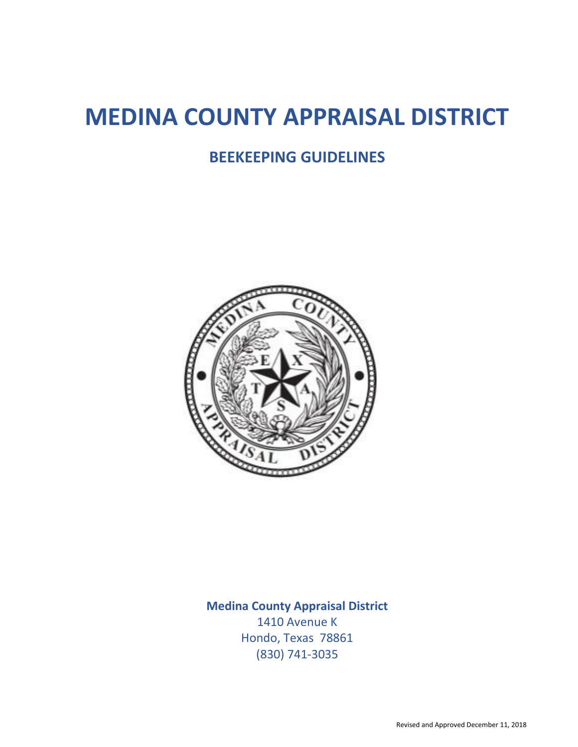# MEDINA COUNTY APPRAISAL DISTRICT

## BEEKEEPING GUIDELINES

**Medina County Appraisal District**
1410 Avenue K
Hondo, Texas 78861
(830) 741-3035

Revised and Approved December 11, 2018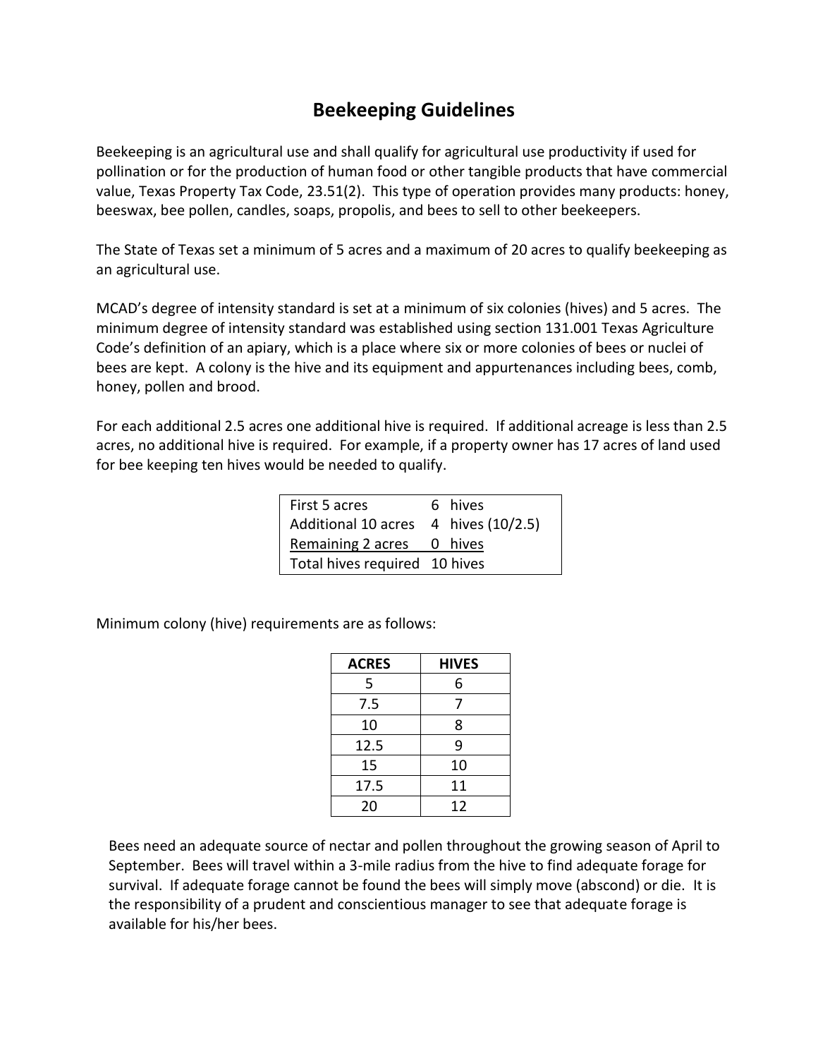# Beekeeping Guidelines

Beekeeping is an agricultural use and shall qualify for agricultural use productivity if used for pollination or for the production of human food or other tangible products that have commercial value, Texas Property Tax Code, 23.51(2). This type of operation provides many products: honey, beeswax, bee pollen, candles, soaps, propolis, and bees to sell to other beekeepers.

The State of Texas set a minimum of 5 acres and a maximum of 20 acres to qualify beekeeping as an agricultural use.

MCAD's degree of intensity standard is set at a minimum of six colonies (hives) and 5 acres. The minimum degree of intensity standard was established using section 131.001 Texas Agriculture Code's definition of an apiary, which is a place where six or more colonies of bees or nuclei of bees are kept. A colony is the hive and its equipment and appurtenances including bees, comb, honey, pollen and brood.

For each additional 2.5 acres one additional hive is required. If additional acreage is less than 2.5 acres, no additional hive is required. For example, if a property owner has 17 acres of land used for bee keeping ten hives would be needed to qualify.

| | |
|---|---|
| First 5 acres | 6 hives |
| Additional 10 acres | 4 hives (10/2.5) |
| Remaining 2 acres | 0 hives |
| Total hives required | 10 hives |

Minimum colony (hive) requirements are as follows:

| ACRES | HIVES |
|---|---|
| 5 | 6 |
| 7.5 | 7 |
| 10 | 8 |
| 12.5 | 9 |
| 15 | 10 |
| 17.5 | 11 |
| 20 | 12 |

Bees need an adequate source of nectar and pollen throughout the growing season of April to September. Bees will travel within a 3-mile radius from the hive to find adequate forage for survival. If adequate forage cannot be found the bees will simply move (abscond) or die. It is the responsibility of a prudent and conscientious manager to see that adequate forage is available for his/her bees.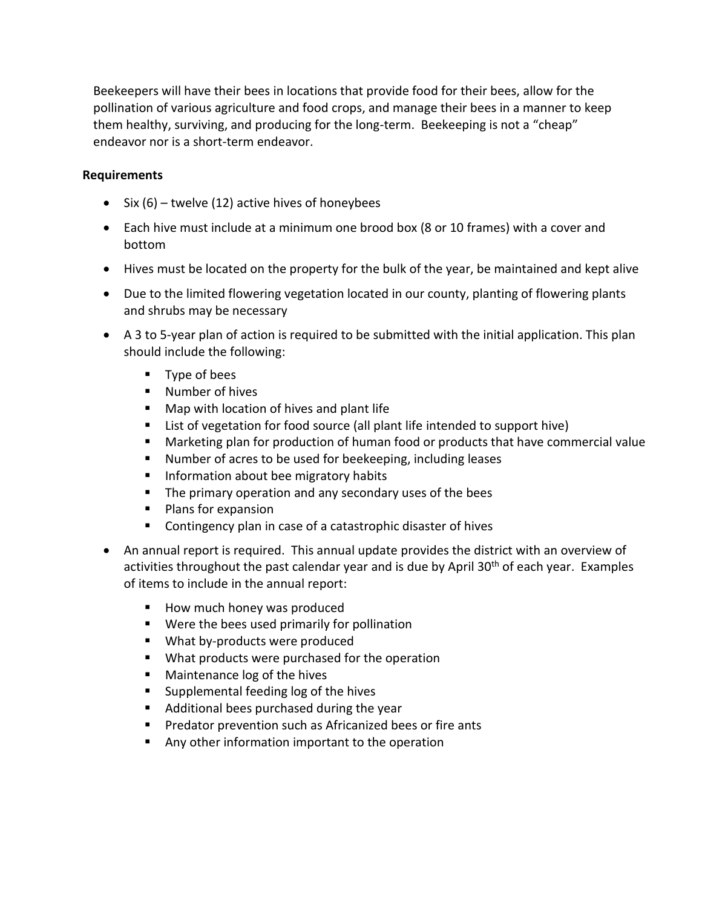Beekeepers will have their bees in locations that provide food for their bees, allow for the pollination of various agriculture and food crops, and manage their bees in a manner to keep them healthy, surviving, and producing for the long-term. Beekeeping is not a "cheap" endeavor nor is a short-term endeavor.

**Requirements**

- Six (6) – twelve (12) active hives of honeybees
- Each hive must include at a minimum one brood box (8 or 10 frames) with a cover and bottom
- Hives must be located on the property for the bulk of the year, be maintained and kept alive
- Due to the limited flowering vegetation located in our county, planting of flowering plants and shrubs may be necessary
- A 3 to 5-year plan of action is required to be submitted with the initial application. This plan should include the following:
  - Type of bees
  - Number of hives
  - Map with location of hives and plant life
  - List of vegetation for food source (all plant life intended to support hive)
  - Marketing plan for production of human food or products that have commercial value
  - Number of acres to be used for beekeeping, including leases
  - Information about bee migratory habits
  - The primary operation and any secondary uses of the bees
  - Plans for expansion
  - Contingency plan in case of a catastrophic disaster of hives
- An annual report is required. This annual update provides the district with an overview of activities throughout the past calendar year and is due by April 30th of each year. Examples of items to include in the annual report:
  - How much honey was produced
  - Were the bees used primarily for pollination
  - What by-products were produced
  - What products were purchased for the operation
  - Maintenance log of the hives
  - Supplemental feeding log of the hives
  - Additional bees purchased during the year
  - Predator prevention such as Africanized bees or fire ants
  - Any other information important to the operation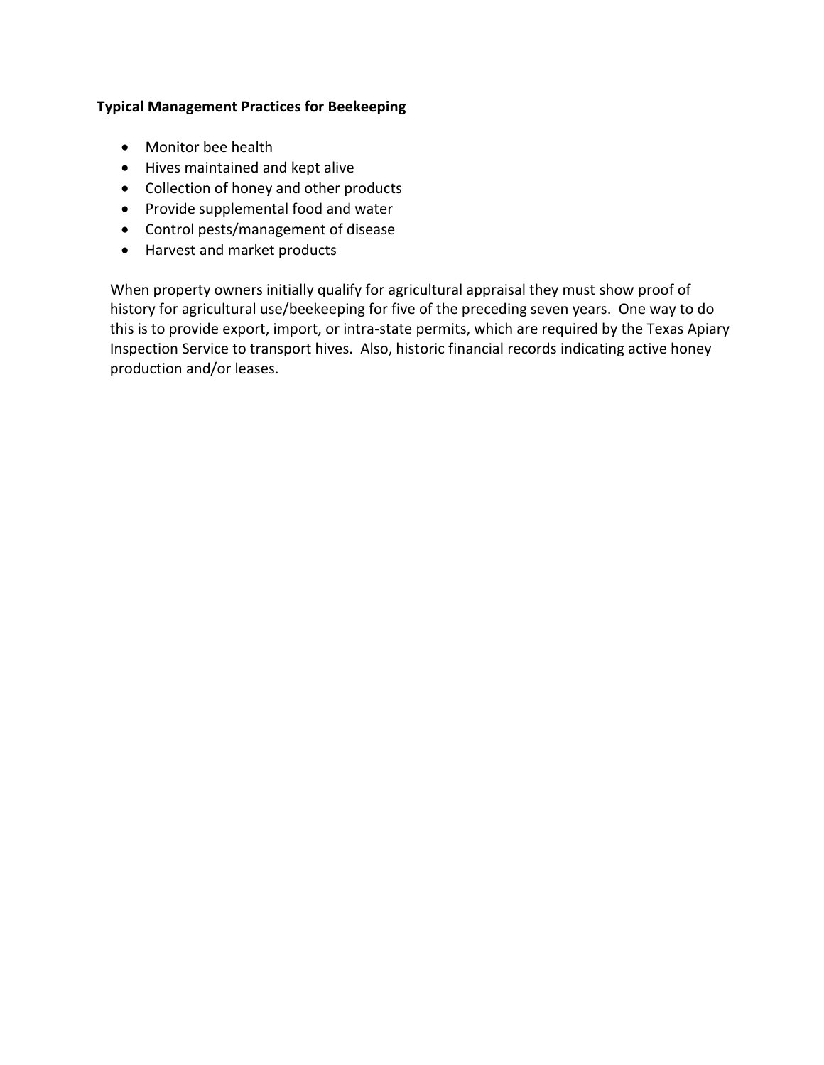**Typical Management Practices for Beekeeping**

- Monitor bee health
- Hives maintained and kept alive
- Collection of honey and other products
- Provide supplemental food and water
- Control pests/management of disease
- Harvest and market products

When property owners initially qualify for agricultural appraisal they must show proof of history for agricultural use/beekeeping for five of the preceding seven years. One way to do this is to provide export, import, or intra-state permits, which are required by the Texas Apiary Inspection Service to transport hives. Also, historic financial records indicating active honey production and/or leases.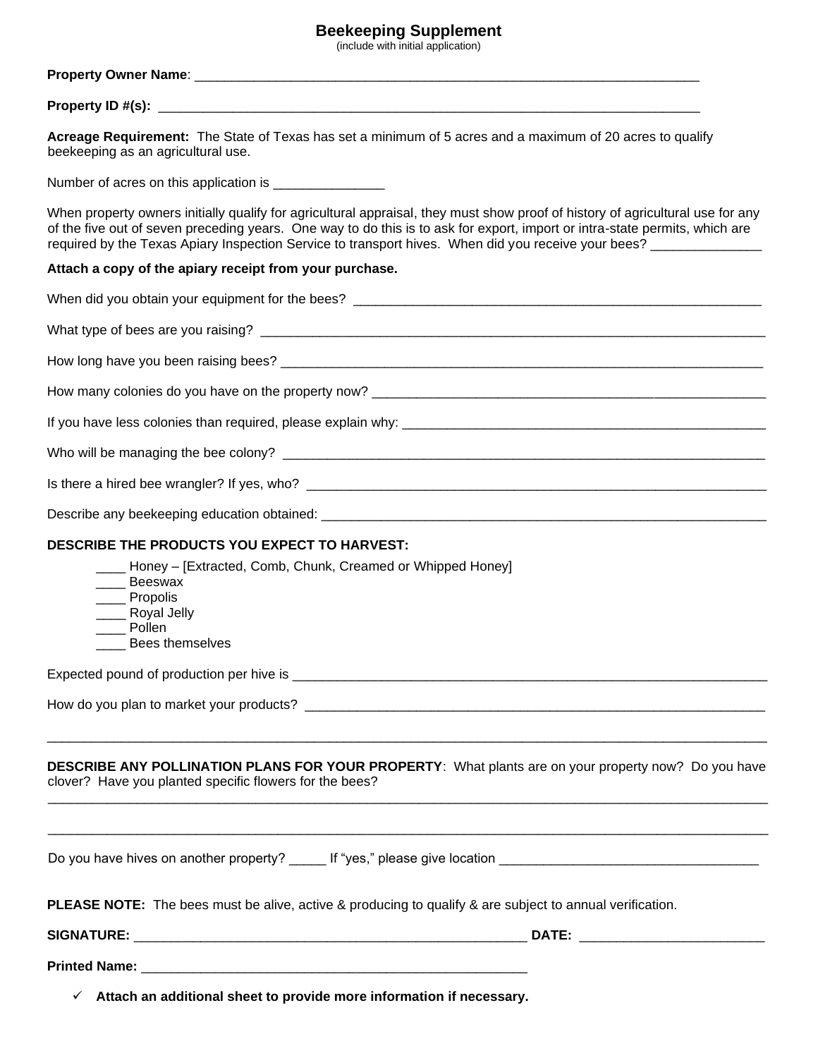# Beekeeping Supplement

(include with initial application)

**Property Owner Name**: ___________________________________________________________________________

**Property ID #(s):** ______________________________________________________________________________

**Acreage Requirement:** The State of Texas has set a minimum of 5 acres and a maximum of 20 acres to qualify beekeeping as an agricultural use.

Number of acres on this application is _______________

When property owners initially qualify for agricultural appraisal, they must show proof of history of agricultural use for any of the five out of seven preceding years. One way to do this is to ask for export, import or intra-state permits, which are required by the Texas Apiary Inspection Service to transport hives. When did you receive your bees? _______________

**Attach a copy of the apiary receipt from your purchase.**

When did you obtain your equipment for the bees? ___________________________________________________________

What type of bees are you raising? ____________________________________________________________________________

How long have you been raising bees? __________________________________________________________________________

How many colonies do you have on the property now? _________________________________________________________

If you have less colonies than required, please explain why: ___________________________________________________

Who will be managing the bee colony? _________________________________________________________________________

Is there a hired bee wrangler? If yes, who? ____________________________________________________________________

Describe any beekeeping education obtained: ___________________________________________________________________

**DESCRIBE THE PRODUCTS YOU EXPECT TO HARVEST:**

____ Honey – [Extracted, Comb, Chunk, Creamed or Whipped Honey]
____ Beeswax
____ Propolis
____ Royal Jelly
____ Pollen
____ Bees themselves

Expected pound of production per hive is _______________________________________________________________________

How do you plan to market your products? _____________________________________________________________________

_____________________________________________________________________________________________________________

**DESCRIBE ANY POLLINATION PLANS FOR YOUR PROPERTY**: What plants are on your property now? Do you have clover? Have you planted specific flowers for the bees?

_____________________________________________________________________________________________________________

_____________________________________________________________________________________________________________

Do you have hives on another property? _____ If "yes," please give location ___________________________________

**PLEASE NOTE:** The bees must be alive, active & producing to qualify & are subject to annual verification.

**SIGNATURE:** _______________________________________________________ **DATE:** _________________________

**Printed Name:** _______________________________________________________

- ✓ **Attach an additional sheet to provide more information if necessary.**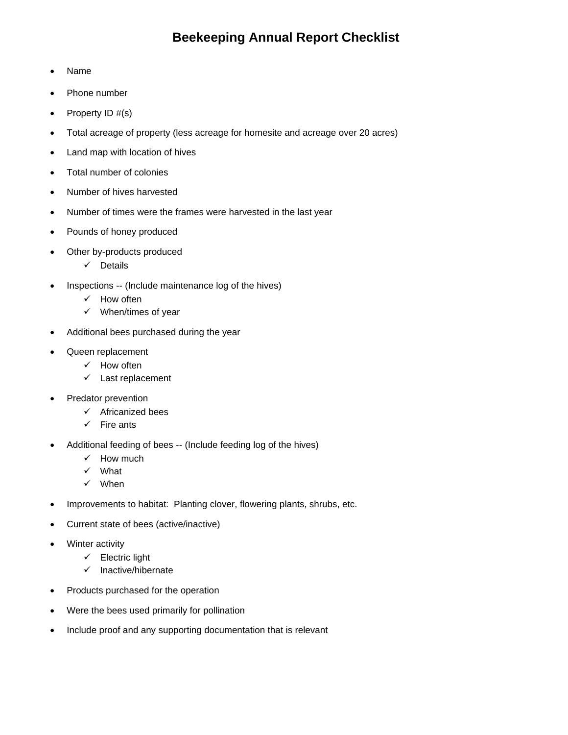# Beekeeping Annual Report Checklist

- Name
- Phone number
- Property ID #(s)
- Total acreage of property (less acreage for homesite and acreage over 20 acres)
- Land map with location of hives
- Total number of colonies
- Number of hives harvested
- Number of times were the frames were harvested in the last year
- Pounds of honey produced
- Other by-products produced
  - ✓ Details
- Inspections -- (Include maintenance log of the hives)
  - ✓ How often
  - ✓ When/times of year
- Additional bees purchased during the year
- Queen replacement
  - ✓ How often
  - ✓ Last replacement
- Predator prevention
  - ✓ Africanized bees
  - ✓ Fire ants
- Additional feeding of bees -- (Include feeding log of the hives)
  - ✓ How much
  - ✓ What
  - ✓ When
- Improvements to habitat:  Planting clover, flowering plants, shrubs, etc.
- Current state of bees (active/inactive)
- Winter activity
  - ✓ Electric light
  - ✓ Inactive/hibernate
- Products purchased for the operation
- Were the bees used primarily for pollination
- Include proof and any supporting documentation that is relevant